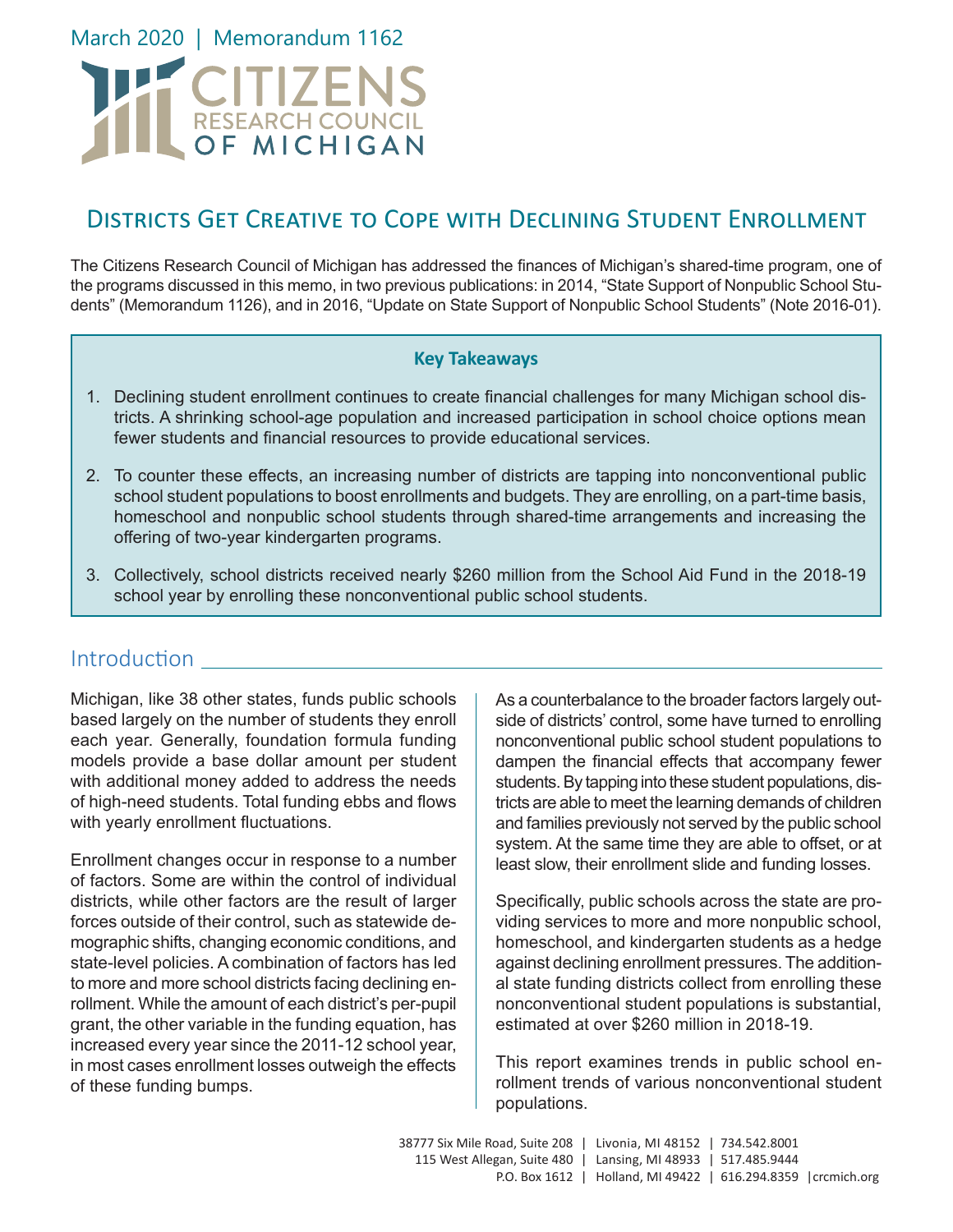March 2020 | Memorandum 1162

CITIZENS RESEARCH COUNCIL OF MICHIGAN

# Districts Get Creative to Cope with Declining Student Enrollment

The Citizens Research Council of Michigan has addressed the finances of Michigan's shared-time program, one of the programs discussed in this memo, in two previous publications: in 2014, "State Support of Nonpublic School Students" (Memorandum 1126), and in 2016, "Update on State Support of Nonpublic School Students" (Note 2016-01).

**Key Takeaways**

1. Declining student enrollment continues to create financial challenges for many Michigan school districts. A shrinking school-age population and increased participation in school choice options mean fewer students and financial resources to provide educational services.
2. To counter these effects, an increasing number of districts are tapping into nonconventional public school student populations to boost enrollments and budgets. They are enrolling, on a part-time basis, homeschool and nonpublic school students through shared-time arrangements and increasing the offering of two-year kindergarten programs.
3. Collectively, school districts received nearly $260 million from the School Aid Fund in the 2018-19 school year by enrolling these nonconventional public school students.

## Introduction

Michigan, like 38 other states, funds public schools based largely on the number of students they enroll each year. Generally, foundation formula funding models provide a base dollar amount per student with additional money added to address the needs of high-need students. Total funding ebbs and flows with yearly enrollment fluctuations.

Enrollment changes occur in response to a number of factors. Some are within the control of individual districts, while other factors are the result of larger forces outside of their control, such as statewide demographic shifts, changing economic conditions, and state-level policies. A combination of factors has led to more and more school districts facing declining enrollment. While the amount of each district's per-pupil grant, the other variable in the funding equation, has increased every year since the 2011-12 school year, in most cases enrollment losses outweigh the effects of these funding bumps.

As a counterbalance to the broader factors largely outside of districts' control, some have turned to enrolling nonconventional public school student populations to dampen the financial effects that accompany fewer students. By tapping into these student populations, districts are able to meet the learning demands of children and families previously not served by the public school system. At the same time they are able to offset, or at least slow, their enrollment slide and funding losses.

Specifically, public schools across the state are providing services to more and more nonpublic school, homeschool, and kindergarten students as a hedge against declining enrollment pressures. The additional state funding districts collect from enrolling these nonconventional student populations is substantial, estimated at over $260 million in 2018-19.

This report examines trends in public school enrollment trends of various nonconventional student populations.

38777 Six Mile Road, Suite 208 | Livonia, MI 48152 | 734.542.8001
115 West Allegan, Suite 480 | Lansing, MI 48933 | 517.485.9444
P.O. Box 1612 | Holland, MI 49422 | 616.294.8359 | crcmich.org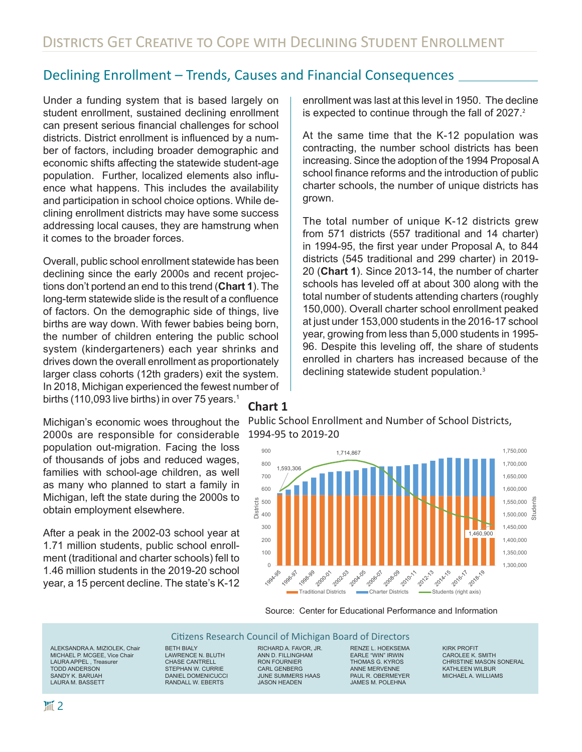## Declining Enrollment – Trends, Causes and Financial Consequences

Under a funding system that is based largely on student enrollment, sustained declining enrollment can present serious financial challenges for school districts. District enrollment is influenced by a number of factors, including broader demographic and economic shifts affecting the statewide student-age population. Further, localized elements also influence what happens. This includes the availability and participation in school choice options. While declining enrollment districts may have some success addressing local causes, they are hamstrung when it comes to the broader forces.

Overall, public school enrollment statewide has been declining since the early 2000s and recent projections don't portend an end to this trend (**Chart 1**). The long-term statewide slide is the result of a confluence of factors. On the demographic side of things, live births are way down. With fewer babies being born, the number of children entering the public school system (kindergarteners) each year shrinks and drives down the overall enrollment as proportionately larger class cohorts (12th graders) exit the system. In 2018, Michigan experienced the fewest number of births (110,093 live births) in over 75 years.[1]

Michigan's economic woes throughout the 2000s are responsible for considerable population out-migration. Facing the loss of thousands of jobs and reduced wages, families with school-age children, as well as many who planned to start a family in Michigan, left the state during the 2000s to obtain employment elsewhere.

After a peak in the 2002-03 school year at 1.71 million students, public school enrollment (traditional and charter schools) fell to 1.46 million students in the 2019-20 school year, a 15 percent decline. The state's K-12 enrollment was last at this level in 1950. The decline is expected to continue through the fall of 2027.[2]

At the same time that the K-12 population was contracting, the number school districts has been increasing. Since the adoption of the 1994 Proposal A school finance reforms and the introduction of public charter schools, the number of unique districts has grown.

The total number of unique K-12 districts grew from 571 districts (557 traditional and 14 charter) in 1994-95, the first year under Proposal A, to 844 districts (545 traditional and 299 charter) in 2019-20 (**Chart 1**). Since 2013-14, the number of charter schools has leveled off at about 300 along with the total number of students attending charters (roughly 150,000). Overall charter school enrollment peaked at just under 153,000 students in the 2016-17 school year, growing from less than 5,000 students in 1995-96. Despite this leveling off, the share of students enrolled in charters has increased because of the declining statewide student population.[3]

**Chart 1**

Public School Enrollment and Number of School Districts, 1994-95 to 2019-20

Source: Center for Educational Performance and Information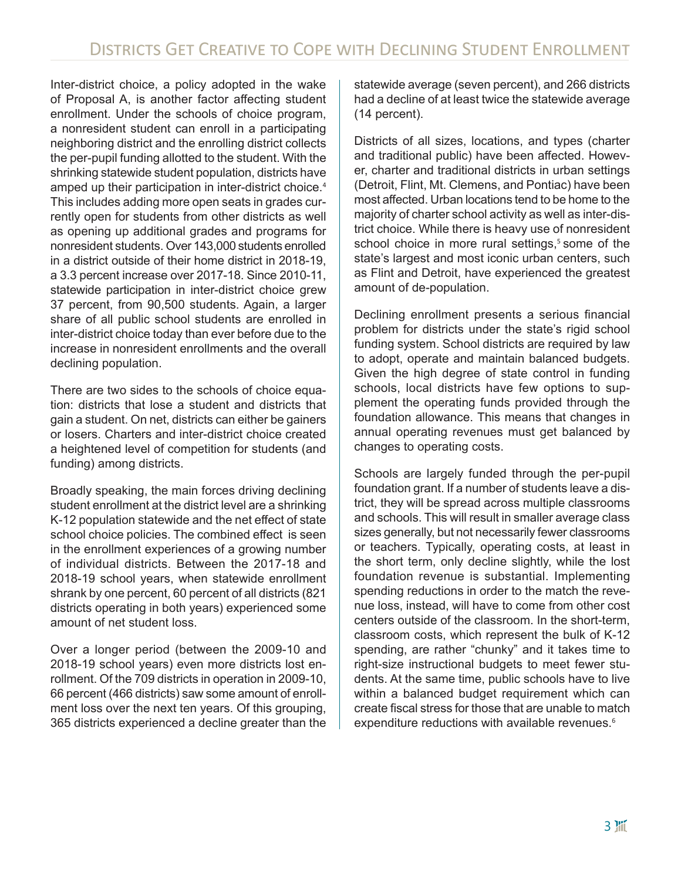Inter-district choice, a policy adopted in the wake of Proposal A, is another factor affecting student enrollment. Under the schools of choice program, a nonresident student can enroll in a participating neighboring district and the enrolling district collects the per-pupil funding allotted to the student. With the shrinking statewide student population, districts have amped up their participation in inter-district choice.[4] This includes adding more open seats in grades currently open for students from other districts as well as opening up additional grades and programs for nonresident students. Over 143,000 students enrolled in a district outside of their home district in 2018-19, a 3.3 percent increase over 2017-18. Since 2010-11, statewide participation in inter-district choice grew 37 percent, from 90,500 students. Again, a larger share of all public school students are enrolled in inter-district choice today than ever before due to the increase in nonresident enrollments and the overall declining population.

There are two sides to the schools of choice equation: districts that lose a student and districts that gain a student. On net, districts can either be gainers or losers. Charters and inter-district choice created a heightened level of competition for students (and funding) among districts.

Broadly speaking, the main forces driving declining student enrollment at the district level are a shrinking K-12 population statewide and the net effect of state school choice policies. The combined effect is seen in the enrollment experiences of a growing number of individual districts. Between the 2017-18 and 2018-19 school years, when statewide enrollment shrank by one percent, 60 percent of all districts (821 districts operating in both years) experienced some amount of net student loss.

Over a longer period (between the 2009-10 and 2018-19 school years) even more districts lost enrollment. Of the 709 districts in operation in 2009-10, 66 percent (466 districts) saw some amount of enrollment loss over the next ten years. Of this grouping, 365 districts experienced a decline greater than the statewide average (seven percent), and 266 districts had a decline of at least twice the statewide average (14 percent).

Districts of all sizes, locations, and types (charter and traditional public) have been affected. However, charter and traditional districts in urban settings (Detroit, Flint, Mt. Clemens, and Pontiac) have been most affected. Urban locations tend to be home to the majority of charter school activity as well as inter-district choice. While there is heavy use of nonresident school choice in more rural settings,[5] some of the state's largest and most iconic urban centers, such as Flint and Detroit, have experienced the greatest amount of de-population.

Declining enrollment presents a serious financial problem for districts under the state's rigid school funding system. School districts are required by law to adopt, operate and maintain balanced budgets. Given the high degree of state control in funding schools, local districts have few options to supplement the operating funds provided through the foundation allowance. This means that changes in annual operating revenues must get balanced by changes to operating costs.

Schools are largely funded through the per-pupil foundation grant. If a number of students leave a district, they will be spread across multiple classrooms and schools. This will result in smaller average class sizes generally, but not necessarily fewer classrooms or teachers. Typically, operating costs, at least in the short term, only decline slightly, while the lost foundation revenue is substantial. Implementing spending reductions in order to the match the revenue loss, instead, will have to come from other cost centers outside of the classroom. In the short-term, classroom costs, which represent the bulk of K-12 spending, are rather "chunky" and it takes time to right-size instructional budgets to meet fewer students. At the same time, public schools have to live within a balanced budget requirement which can create fiscal stress for those that are unable to match expenditure reductions with available revenues.[6]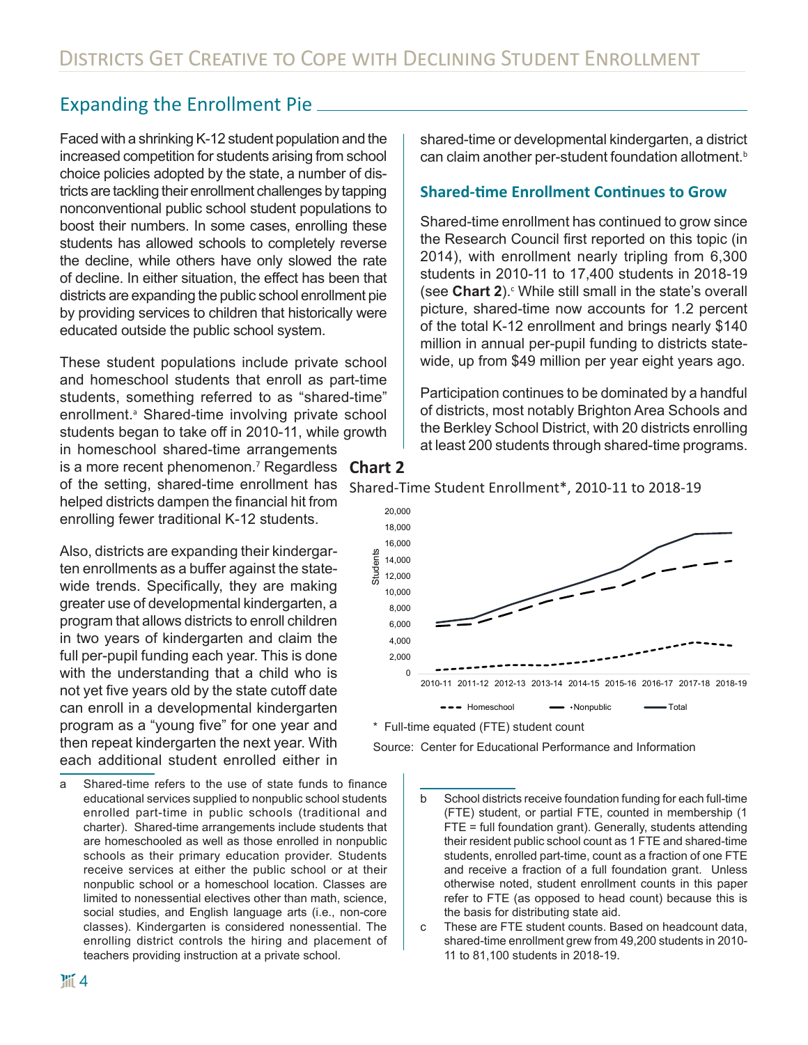## Expanding the Enrollment Pie

Faced with a shrinking K-12 student population and the increased competition for students arising from school choice policies adopted by the state, a number of districts are tackling their enrollment challenges by tapping nonconventional public school student populations to boost their numbers. In some cases, enrolling these students has allowed schools to completely reverse the decline, while others have only slowed the rate of decline. In either situation, the effect has been that districts are expanding the public school enrollment pie by providing services to children that historically were educated outside the public school system.

These student populations include private school and homeschool students that enroll as part-time students, something referred to as "shared-time" enrollment.[a] Shared-time involving private school students began to take off in 2010-11, while growth in homeschool shared-time arrangements is a more recent phenomenon.[7] Regardless of the setting, shared-time enrollment has helped districts dampen the financial hit from enrolling fewer traditional K-12 students.

Also, districts are expanding their kindergarten enrollments as a buffer against the statewide trends. Specifically, they are making greater use of developmental kindergarten, a program that allows districts to enroll children in two years of kindergarten and claim the full per-pupil funding each year. This is done with the understanding that a child who is not yet five years old by the state cutoff date can enroll in a developmental kindergarten program as a "young five" for one year and then repeat kindergarten the next year. With each additional student enrolled either in shared-time or developmental kindergarten, a district can claim another per-student foundation allotment.[b]

### Shared-time Enrollment Continues to Grow

Shared-time enrollment has continued to grow since the Research Council first reported on this topic (in 2014), with enrollment nearly tripling from 6,300 students in 2010-11 to 17,400 students in 2018-19 (see **Chart 2**).[c] While still small in the state's overall picture, shared-time now accounts for 1.2 percent of the total K-12 enrollment and brings nearly $140 million in annual per-pupil funding to districts statewide, up from $49 million per year eight years ago.

Participation continues to be dominated by a handful of districts, most notably Brighton Area Schools and the Berkley School District, with 20 districts enrolling at least 200 students through shared-time programs.

**Chart 2**

Shared-Time Student Enrollment*, 2010-11 to 2018-19

\* Full-time equated (FTE) student count

Source: Center for Educational Performance and Information

---

a Shared-time refers to the use of state funds to finance educational services supplied to nonpublic school students enrolled part-time in public schools (traditional and charter). Shared-time arrangements include students that are homeschooled as well as those enrolled in nonpublic schools as their primary education provider. Students receive services at either the public school or at their nonpublic school or a homeschool location. Classes are limited to nonessential electives other than math, science, social studies, and English language arts (i.e., non-core classes). Kindergarten is considered nonessential. The enrolling district controls the hiring and placement of teachers providing instruction at a private school.

b School districts receive foundation funding for each full-time (FTE) student, or partial FTE, counted in membership (1 FTE = full foundation grant). Generally, students attending their resident public school count as 1 FTE and shared-time students, enrolled part-time, count as a fraction of one FTE and receive a fraction of a full foundation grant. Unless otherwise noted, student enrollment counts in this paper refer to FTE (as opposed to head count) because this is the basis for distributing state aid.

c These are FTE student counts. Based on headcount data, shared-time enrollment grew from 49,200 students in 2010-11 to 81,100 students in 2018-19.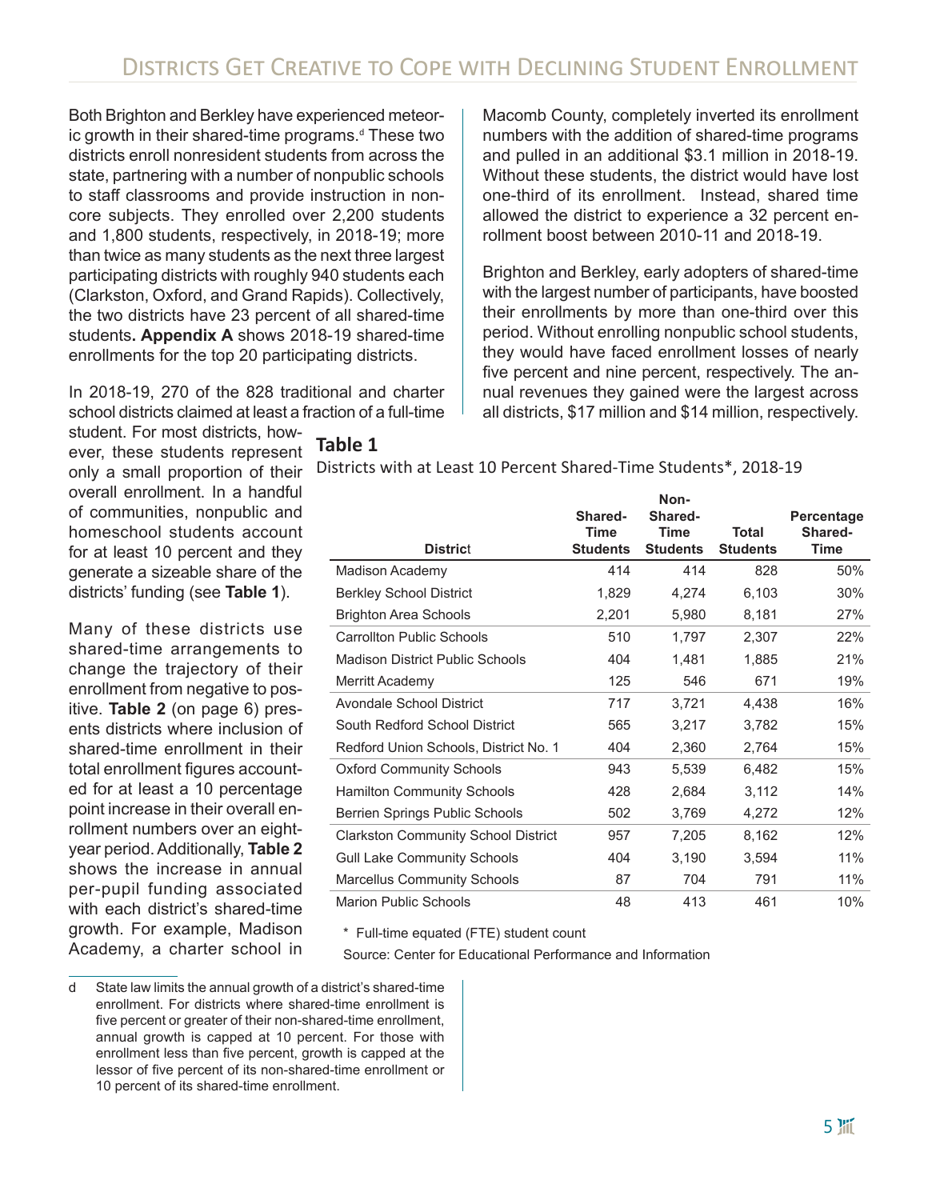Both Brighton and Berkley have experienced meteoric growth in their shared-time programs.[d] These two districts enroll nonresident students from across the state, partnering with a number of nonpublic schools to staff classrooms and provide instruction in non-core subjects. They enrolled over 2,200 students and 1,800 students, respectively, in 2018-19; more than twice as many students as the next three largest participating districts with roughly 940 students each (Clarkston, Oxford, and Grand Rapids). Collectively, the two districts have 23 percent of all shared-time students**.** **Appendix A** shows 2018-19 shared-time enrollments for the top 20 participating districts.

In 2018-19, 270 of the 828 traditional and charter school districts claimed at least a fraction of a full-time student. For most districts, however, these students represent only a small proportion of their overall enrollment. In a handful of communities, nonpublic and homeschool students account for at least 10 percent and they generate a sizeable share of the districts' funding (see **Table 1**).

Many of these districts use shared-time arrangements to change the trajectory of their enrollment from negative to positive. **Table 2** (on page 6) presents districts where inclusion of shared-time enrollment in their total enrollment figures accounted for at least a 10 percentage point increase in their overall enrollment numbers over an eight-year period. Additionally, **Table 2** shows the increase in annual per-pupil funding associated with each district's shared-time growth. For example, Madison Academy, a charter school in Macomb County, completely inverted its enrollment numbers with the addition of shared-time programs and pulled in an additional $3.1 million in 2018-19. Without these students, the district would have lost one-third of its enrollment. Instead, shared time allowed the district to experience a 32 percent enrollment boost between 2010-11 and 2018-19.

Brighton and Berkley, early adopters of shared-time with the largest number of participants, have boosted their enrollments by more than one-third over this period. Without enrolling nonpublic school students, they would have faced enrollment losses of nearly five percent and nine percent, respectively. The annual revenues they gained were the largest across all districts, $17 million and $14 million, respectively.

**Table 1**

Districts with at Least 10 Percent Shared-Time Students*, 2018-19

| District | Shared-Time Students | Non-Shared-Time Students | Total Students | Percentage Shared-Time |
|---|---|---|---|---|
| Madison Academy | 414 | 414 | 828 | 50% |
| Berkley School District | 1,829 | 4,274 | 6,103 | 30% |
| Brighton Area Schools | 2,201 | 5,980 | 8,181 | 27% |
| Carrollton Public Schools | 510 | 1,797 | 2,307 | 22% |
| Madison District Public Schools | 404 | 1,481 | 1,885 | 21% |
| Merritt Academy | 125 | 546 | 671 | 19% |
| Avondale School District | 717 | 3,721 | 4,438 | 16% |
| South Redford School District | 565 | 3,217 | 3,782 | 15% |
| Redford Union Schools, District No. 1 | 404 | 2,360 | 2,764 | 15% |
| Oxford Community Schools | 943 | 5,539 | 6,482 | 15% |
| Hamilton Community Schools | 428 | 2,684 | 3,112 | 14% |
| Berrien Springs Public Schools | 502 | 3,769 | 4,272 | 12% |
| Clarkston Community School District | 957 | 7,205 | 8,162 | 12% |
| Gull Lake Community Schools | 404 | 3,190 | 3,594 | 11% |
| Marcellus Community Schools | 87 | 704 | 791 | 11% |
| Marion Public Schools | 48 | 413 | 461 | 10% |

\* Full-time equated (FTE) student count

Source: Center for Educational Performance and Information

d State law limits the annual growth of a district's shared-time enrollment. For districts where shared-time enrollment is five percent or greater of their non-shared-time enrollment, annual growth is capped at 10 percent. For those with enrollment less than five percent, growth is capped at the lessor of five percent of its non-shared-time enrollment or 10 percent of its shared-time enrollment.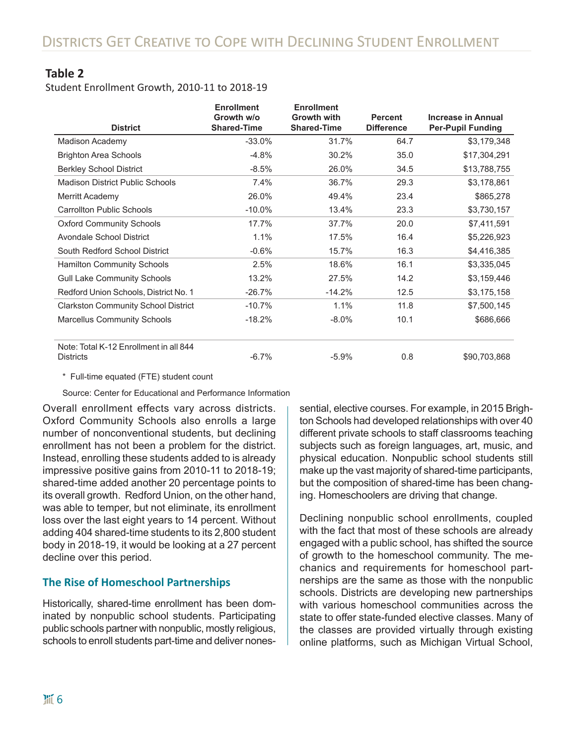## Table 2

Student Enrollment Growth, 2010-11 to 2018-19

| District | Enrollment Growth w/o Shared-Time | Enrollment Growth with Shared-Time | Percent Difference | Increase in Annual Per-Pupil Funding |
|---|---|---|---|---|
| Madison Academy | -33.0% | 31.7% | 64.7 | $3,179,348 |
| Brighton Area Schools | -4.8% | 30.2% | 35.0 | $17,304,291 |
| Berkley School District | -8.5% | 26.0% | 34.5 | $13,788,755 |
| Madison District Public Schools | 7.4% | 36.7% | 29.3 | $3,178,861 |
| Merritt Academy | 26.0% | 49.4% | 23.4 | $865,278 |
| Carrollton Public Schools | -10.0% | 13.4% | 23.3 | $3,730,157 |
| Oxford Community Schools | 17.7% | 37.7% | 20.0 | $7,411,591 |
| Avondale School District | 1.1% | 17.5% | 16.4 | $5,226,923 |
| South Redford School District | -0.6% | 15.7% | 16.3 | $4,416,385 |
| Hamilton Community Schools | 2.5% | 18.6% | 16.1 | $3,335,045 |
| Gull Lake Community Schools | 13.2% | 27.5% | 14.2 | $3,159,446 |
| Redford Union Schools, District No. 1 | -26.7% | -14.2% | 12.5 | $3,175,158 |
| Clarkston Community School District | -10.7% | 1.1% | 11.8 | $7,500,145 |
| Marcellus Community Schools | -18.2% | -8.0% | 10.1 | $686,666 |
| Note: Total K-12 Enrollment in all 844 Districts | -6.7% | -5.9% | 0.8 | $90,703,868 |

\* Full-time equated (FTE) student count

Source: Center for Educational and Performance Information

Overall enrollment effects vary across districts. Oxford Community Schools also enrolls a large number of nonconventional students, but declining enrollment has not been a problem for the district. Instead, enrolling these students added to is already impressive positive gains from 2010-11 to 2018-19; shared-time added another 20 percentage points to its overall growth. Redford Union, on the other hand, was able to temper, but not eliminate, its enrollment loss over the last eight years to 14 percent. Without adding 404 shared-time students to its 2,800 student body in 2018-19, it would be looking at a 27 percent decline over this period.

### The Rise of Homeschool Partnerships

Historically, shared-time enrollment has been dominated by nonpublic school students. Participating public schools partner with nonpublic, mostly religious, schools to enroll students part-time and deliver nonessential, elective courses. For example, in 2015 Brighton Schools had developed relationships with over 40 different private schools to staff classrooms teaching subjects such as foreign languages, art, music, and physical education. Nonpublic school students still make up the vast majority of shared-time participants, but the composition of shared-time has been changing. Homeschoolers are driving that change.

Declining nonpublic school enrollments, coupled with the fact that most of these schools are already engaged with a public school, has shifted the source of growth to the homeschool community. The mechanics and requirements for homeschool partnerships are the same as those with the nonpublic schools. Districts are developing new partnerships with various homeschool communities across the state to offer state-funded elective classes. Many of the classes are provided virtually through existing online platforms, such as Michigan Virtual School,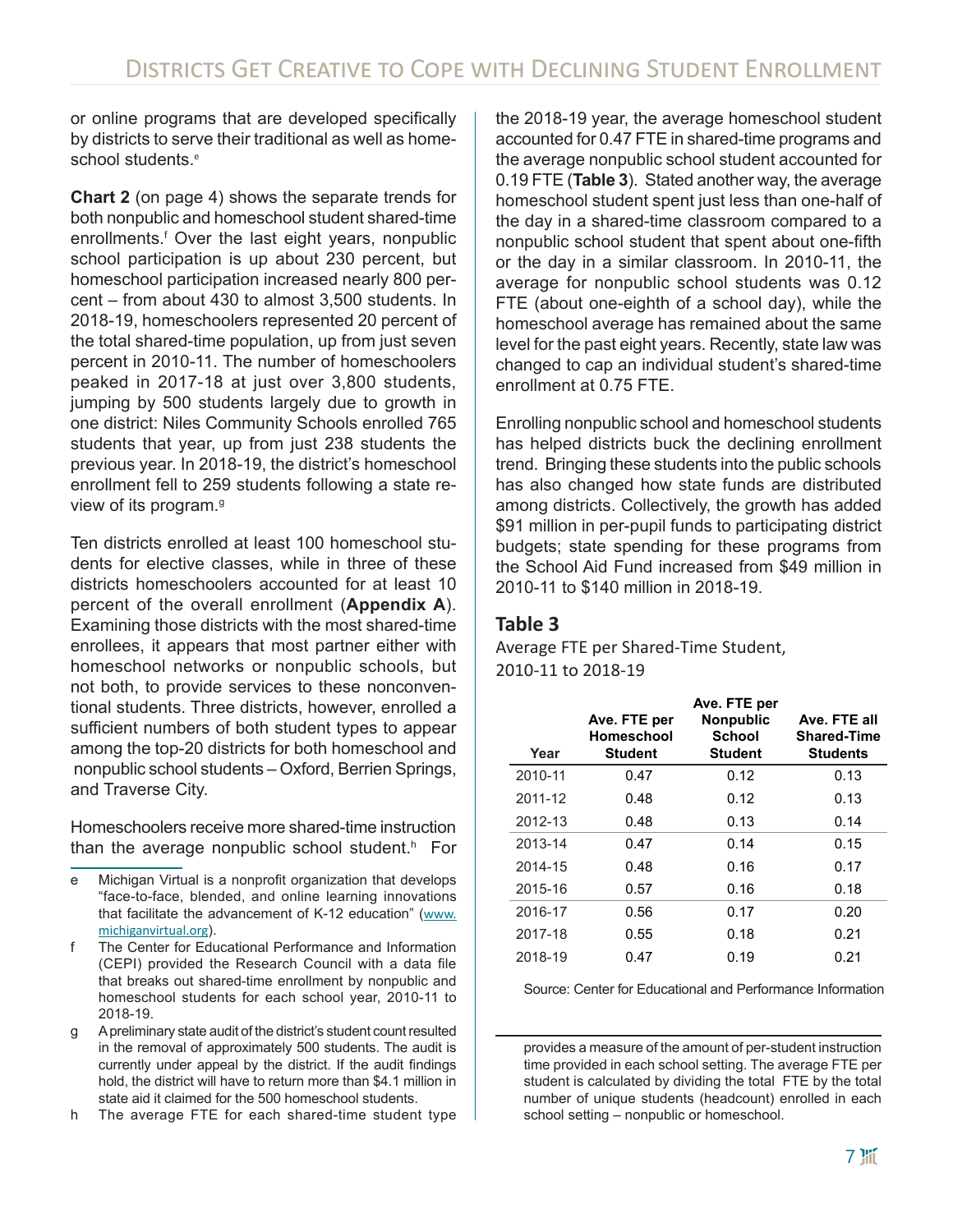or online programs that are developed specifically by districts to serve their traditional as well as homeschool students.[e]

**Chart 2** (on page 4) shows the separate trends for both nonpublic and homeschool student shared-time enrollments.[f] Over the last eight years, nonpublic school participation is up about 230 percent, but homeschool participation increased nearly 800 percent – from about 430 to almost 3,500 students. In 2018-19, homeschoolers represented 20 percent of the total shared-time population, up from just seven percent in 2010-11. The number of homeschoolers peaked in 2017-18 at just over 3,800 students, jumping by 500 students largely due to growth in one district: Niles Community Schools enrolled 765 students that year, up from just 238 students the previous year. In 2018-19, the district's homeschool enrollment fell to 259 students following a state review of its program.[g]

Ten districts enrolled at least 100 homeschool students for elective classes, while in three of these districts homeschoolers accounted for at least 10 percent of the overall enrollment (**Appendix A**). Examining those districts with the most shared-time enrollees, it appears that most partner either with homeschool networks or nonpublic schools, but not both, to provide services to these nonconventional students. Three districts, however, enrolled a sufficient numbers of both student types to appear among the top-20 districts for both homeschool and nonpublic school students – Oxford, Berrien Springs, and Traverse City.

Homeschoolers receive more shared-time instruction than the average nonpublic school student.[h] For the 2018-19 year, the average homeschool student accounted for 0.47 FTE in shared-time programs and the average nonpublic school student accounted for 0.19 FTE (**Table 3**). Stated another way, the average homeschool student spent just less than one-half of the day in a shared-time classroom compared to a nonpublic school student that spent about one-fifth or the day in a similar classroom. In 2010-11, the average for nonpublic school students was 0.12 FTE (about one-eighth of a school day), while the homeschool average has remained about the same level for the past eight years. Recently, state law was changed to cap an individual student's shared-time enrollment at 0.75 FTE.

Enrolling nonpublic school and homeschool students has helped districts buck the declining enrollment trend. Bringing these students into the public schools has also changed how state funds are distributed among districts. Collectively, the growth has added $91 million in per-pupil funds to participating district budgets; state spending for these programs from the School Aid Fund increased from $49 million in 2010-11 to $140 million in 2018-19.

## Table 3

Average FTE per Shared-Time Student, 2010-11 to 2018-19

| Year | Ave. FTE per Homeschool Student | Ave. FTE per Nonpublic School Student | Ave. FTE all Shared-Time Students |
|---|---|---|---|
| 2010-11 | 0.47 | 0.12 | 0.13 |
| 2011-12 | 0.48 | 0.12 | 0.13 |
| 2012-13 | 0.48 | 0.13 | 0.14 |
| 2013-14 | 0.47 | 0.14 | 0.15 |
| 2014-15 | 0.48 | 0.16 | 0.17 |
| 2015-16 | 0.57 | 0.16 | 0.18 |
| 2016-17 | 0.56 | 0.17 | 0.20 |
| 2017-18 | 0.55 | 0.18 | 0.21 |
| 2018-19 | 0.47 | 0.19 | 0.21 |

Source: Center for Educational and Performance Information

---

e Michigan Virtual is a nonprofit organization that develops "face-to-face, blended, and online learning innovations that facilitate the advancement of K-12 education" (www.michiganvirtual.org).

f The Center for Educational Performance and Information (CEPI) provided the Research Council with a data file that breaks out shared-time enrollment by nonpublic and homeschool students for each school year, 2010-11 to 2018-19.

g A preliminary state audit of the district's student count resulted in the removal of approximately 500 students. The audit is currently under appeal by the district. If the audit findings hold, the district will have to return more than $4.1 million in state aid it claimed for the 500 homeschool students.

h The average FTE for each shared-time student type provides a measure of the amount of per-student instruction time provided in each school setting. The average FTE per student is calculated by dividing the total FTE by the total number of unique students (headcount) enrolled in each school setting – nonpublic or homeschool.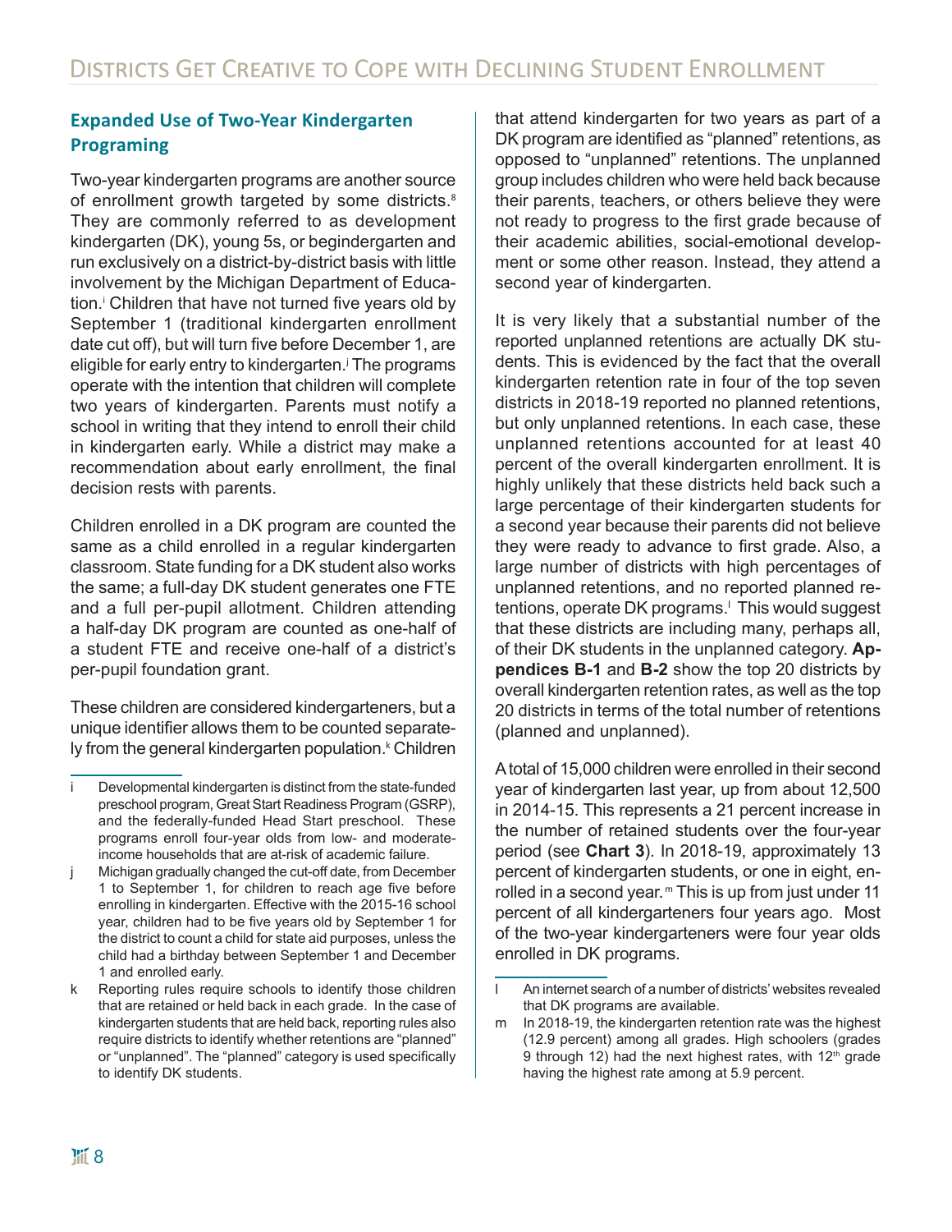## Expanded Use of Two-Year Kindergarten Programing

Two-year kindergarten programs are another source of enrollment growth targeted by some districts.[8] They are commonly referred to as development kindergarten (DK), young 5s, or begindergarten and run exclusively on a district-by-district basis with little involvement by the Michigan Department of Education.[i] Children that have not turned five years old by September 1 (traditional kindergarten enrollment date cut off), but will turn five before December 1, are eligible for early entry to kindergarten.[j] The programs operate with the intention that children will complete two years of kindergarten. Parents must notify a school in writing that they intend to enroll their child in kindergarten early. While a district may make a recommendation about early enrollment, the final decision rests with parents.

Children enrolled in a DK program are counted the same as a child enrolled in a regular kindergarten classroom. State funding for a DK student also works the same; a full-day DK student generates one FTE and a full per-pupil allotment. Children attending a half-day DK program are counted as one-half of a student FTE and receive one-half of a district's per-pupil foundation grant.

These children are considered kindergarteners, but a unique identifier allows them to be counted separately from the general kindergarten population.[k] Children that attend kindergarten for two years as part of a DK program are identified as "planned" retentions, as opposed to "unplanned" retentions. The unplanned group includes children who were held back because their parents, teachers, or others believe they were not ready to progress to the first grade because of their academic abilities, social-emotional development or some other reason. Instead, they attend a second year of kindergarten.

It is very likely that a substantial number of the reported unplanned retentions are actually DK students. This is evidenced by the fact that the overall kindergarten retention rate in four of the top seven districts in 2018-19 reported no planned retentions, but only unplanned retentions. In each case, these unplanned retentions accounted for at least 40 percent of the overall kindergarten enrollment. It is highly unlikely that these districts held back such a large percentage of their kindergarten students for a second year because their parents did not believe they were ready to advance to first grade. Also, a large number of districts with high percentages of unplanned retentions, and no reported planned retentions, operate DK programs.[l] This would suggest that these districts are including many, perhaps all, of their DK students in the unplanned category. **Appendices B-1** and **B-2** show the top 20 districts by overall kindergarten retention rates, as well as the top 20 districts in terms of the total number of retentions (planned and unplanned).

A total of 15,000 children were enrolled in their second year of kindergarten last year, up from about 12,500 in 2014-15. This represents a 21 percent increase in the number of retained students over the four-year period (see **Chart 3**). In 2018-19, approximately 13 percent of kindergarten students, or one in eight, enrolled in a second year.[m] This is up from just under 11 percent of all kindergarteners four years ago. Most of the two-year kindergarteners were four year olds enrolled in DK programs.

---

i Developmental kindergarten is distinct from the state-funded preschool program, Great Start Readiness Program (GSRP), and the federally-funded Head Start preschool. These programs enroll four-year olds from low- and moderate-income households that are at-risk of academic failure.

j Michigan gradually changed the cut-off date, from December 1 to September 1, for children to reach age five before enrolling in kindergarten. Effective with the 2015-16 school year, children had to be five years old by September 1 for the district to count a child for state aid purposes, unless the child had a birthday between September 1 and December 1 and enrolled early.

k Reporting rules require schools to identify those children that are retained or held back in each grade. In the case of kindergarten students that are held back, reporting rules also require districts to identify whether retentions are "planned" or "unplanned". The "planned" category is used specifically to identify DK students.

l An internet search of a number of districts' websites revealed that DK programs are available.

m In 2018-19, the kindergarten retention rate was the highest (12.9 percent) among all grades. High schoolers (grades 9 through 12) had the next highest rates, with 12th grade having the highest rate among at 5.9 percent.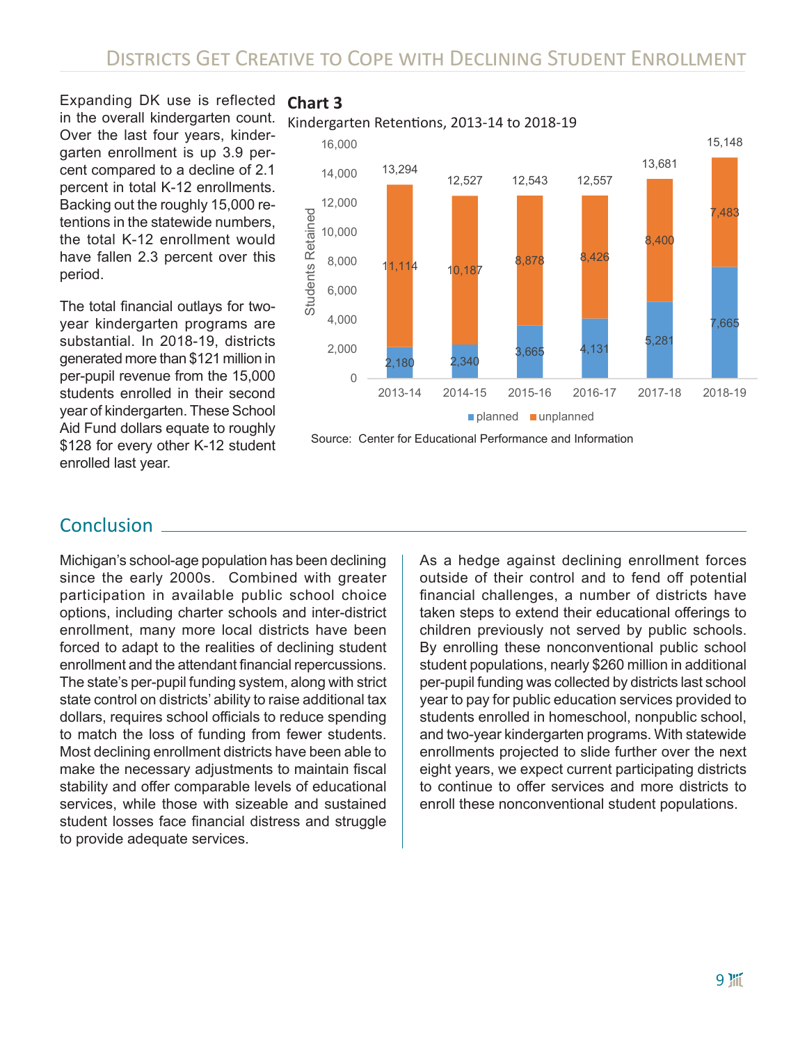Expanding DK use is reflected in the overall kindergarten count. Over the last four years, kindergarten enrollment is up 3.9 percent compared to a decline of 2.1 percent in total K-12 enrollments. Backing out the roughly 15,000 retentions in the statewide numbers, the total K-12 enrollment would have fallen 2.3 percent over this period.

The total financial outlays for two-year kindergarten programs are substantial. In 2018-19, districts generated more than $121 million in per-pupil revenue from the 15,000 students enrolled in their second year of kindergarten. These School Aid Fund dollars equate to roughly $128 for every other K-12 student enrolled last year.

**Chart 3**

Kindergarten Retentions, 2013-14 to 2018-19

| Year | Planned | Unplanned | Total |
|---|---|---|---|
| 2013-14 | 2,180 | 11,114 | 13,294 |
| 2014-15 | 2,340 | 10,187 | 12,527 |
| 2015-16 | 3,665 | 8,878 | 12,543 |
| 2016-17 | 4,131 | 8,426 | 12,557 |
| 2017-18 | 5,281 | 8,400 | 13,681 |
| 2018-19 | 7,665 | 7,483 | 15,148 |

Source: Center for Educational Performance and Information

## Conclusion

Michigan's school-age population has been declining since the early 2000s. Combined with greater participation in available public school choice options, including charter schools and inter-district enrollment, many more local districts have been forced to adapt to the realities of declining student enrollment and the attendant financial repercussions. The state's per-pupil funding system, along with strict state control on districts' ability to raise additional tax dollars, requires school officials to reduce spending to match the loss of funding from fewer students. Most declining enrollment districts have been able to make the necessary adjustments to maintain fiscal stability and offer comparable levels of educational services, while those with sizeable and sustained student losses face financial distress and struggle to provide adequate services.

As a hedge against declining enrollment forces outside of their control and to fend off potential financial challenges, a number of districts have taken steps to extend their educational offerings to children previously not served by public schools. By enrolling these nonconventional public school student populations, nearly $260 million in additional per-pupil funding was collected by districts last school year to pay for public education services provided to students enrolled in homeschool, nonpublic school, and two-year kindergarten programs. With statewide enrollments projected to slide further over the next eight years, we expect current participating districts to continue to offer services and more districts to enroll these nonconventional student populations.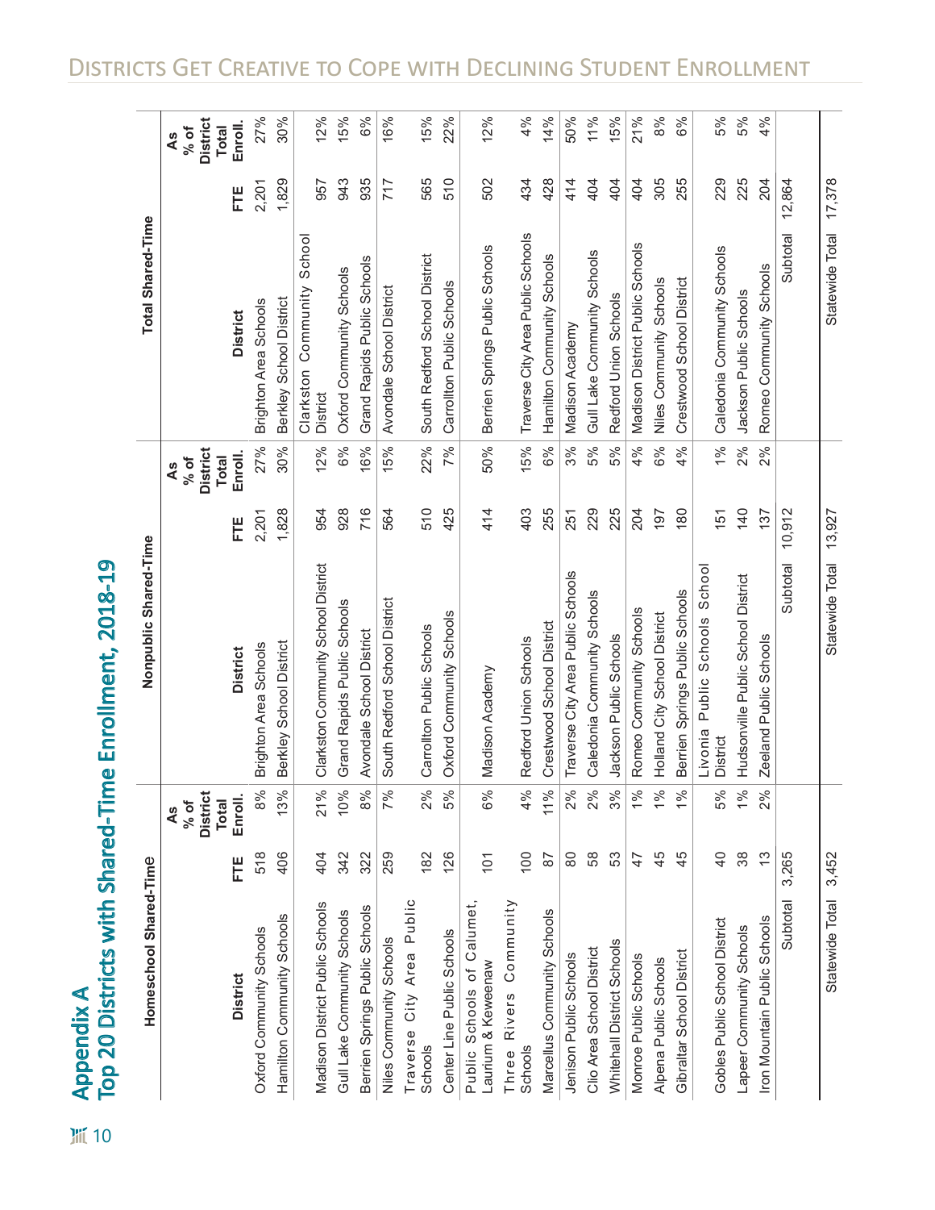# Appendix A

## Top 20 Districts with Shared-Time Enrollment, 2018-19

| Homeschool Shared-Time | | | Nonpublic Shared-Time | | | Total Shared-Time | | |
|---|---|---|---|---|---|---|---|---|
| District | FTE | As % of District Total Enroll. | District | FTE | As % of District Total Enroll. | District | FTE | As % of District Total Enroll. |
| Oxford Community Schools | 518 | 8% | Brighton Area Schools | 2,201 | 27% | Brighton Area Schools | 2,201 | 27% |
| Hamilton Community Schools | 406 | 13% | Berkley School District | 1,828 | 30% | Berkley School District | 1,829 | 30% |
| Madison District Public Schools | 404 | 21% | Clarkston Community School District | 954 | 12% | Clarkston Community School District | 957 | 12% |
| Gull Lake Community Schools | 342 | 10% | Grand Rapids Public Schools | 928 | 6% | Oxford Community Schools | 943 | 15% |
| Berrien Springs Public Schools | 322 | 8% | Avondale School District | 716 | 16% | Grand Rapids Public Schools | 935 | 6% |
| Niles Community Schools | 259 | 7% | South Redford School District | 564 | 15% | Avondale School District | 717 | 16% |
| Traverse City Area Public Schools | 182 | 2% | Carrollton Public Schools | 510 | 22% | South Redford School District | 565 | 15% |
| Center Line Public Schools | 126 | 5% | Oxford Community Schools | 425 | 7% | Carrollton Public Schools | 510 | 22% |
| Public Schools of Calumet, Laurium & Keweenaw | 101 | 6% | Madison Academy | 414 | 50% | Berrien Springs Public Schools | 502 | 12% |
| Three Rivers Community Schools | 100 | 4% | Redford Union Schools | 403 | 15% | Traverse City Area Public Schools | 434 | 4% |
| Marcellus Community Schools | 87 | 11% | Crestwood School District | 255 | 6% | Hamilton Community Schools | 428 | 14% |
| Jenison Public Schools | 80 | 2% | Traverse City Area Public Schools | 251 | 3% | Madison Academy | 414 | 50% |
| Clio Area School District | 58 | 2% | Caledonia Community Schools | 229 | 5% | Gull Lake Community Schools | 404 | 11% |
| Whitehall District Schools | 53 | 3% | Jackson Public Schools | 225 | 5% | Redford Union Schools | 404 | 15% |
| Monroe Public Schools | 47 | 1% | Romeo Community Schools | 204 | 4% | Madison District Public Schools | 404 | 21% |
| Alpena Public Schools | 45 | 1% | Holland City School District | 197 | 6% | Niles Community Schools | 305 | 8% |
| Gibraltar School District | 45 | 1% | Berrien Springs Public Schools | 180 | 4% | Crestwood School District | 255 | 6% |
| Gobles Public School District | 40 | 5% | Livonia Public Schools School District | 151 | 1% | Caledonia Community Schools | 229 | 5% |
| Lapeer Community Schools | 38 | 1% | Hudsonville Public School District | 140 | 2% | Jackson Public Schools | 225 | 5% |
| Iron Mountain Public Schools | 13 | 2% | Zeeland Public Schools | 137 | 2% | Romeo Community Schools | 204 | 4% |
| Subtotal | 3,265 | | Subtotal | 10,912 | | Subtotal | 12,864 | |
| Statewide Total | 3,452 | | Statewide Total | 13,927 | | Statewide Total | 17,378 | |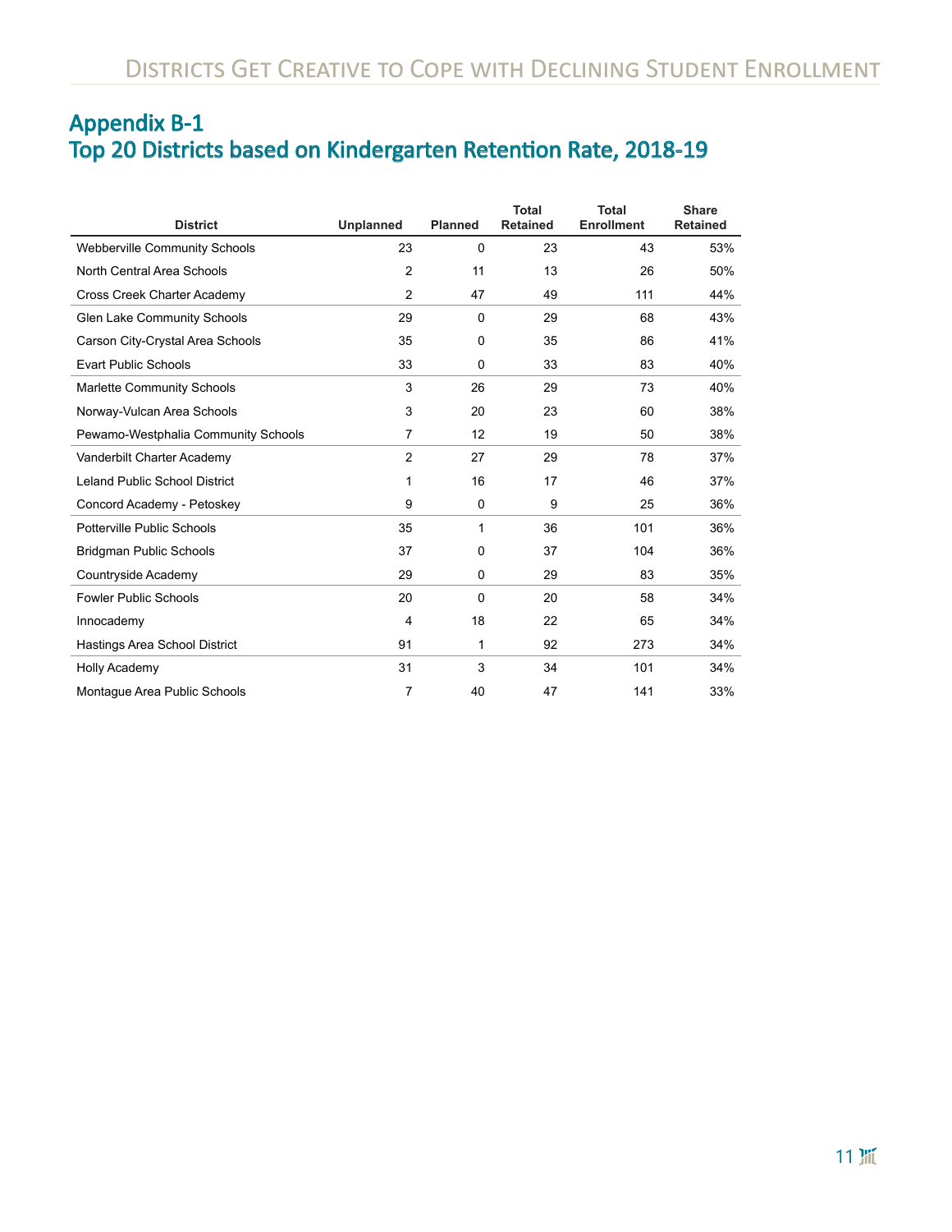## Appendix B-1
## Top 20 Districts based on Kindergarten Retention Rate, 2018-19

| District | Unplanned | Planned | Total Retained | Total Enrollment | Share Retained |
|---|---|---|---|---|---|
| Webberville Community Schools | 23 | 0 | 23 | 43 | 53% |
| North Central Area Schools | 2 | 11 | 13 | 26 | 50% |
| Cross Creek Charter Academy | 2 | 47 | 49 | 111 | 44% |
| Glen Lake Community Schools | 29 | 0 | 29 | 68 | 43% |
| Carson City-Crystal Area Schools | 35 | 0 | 35 | 86 | 41% |
| Evart Public Schools | 33 | 0 | 33 | 83 | 40% |
| Marlette Community Schools | 3 | 26 | 29 | 73 | 40% |
| Norway-Vulcan Area Schools | 3 | 20 | 23 | 60 | 38% |
| Pewamo-Westphalia Community Schools | 7 | 12 | 19 | 50 | 38% |
| Vanderbilt Charter Academy | 2 | 27 | 29 | 78 | 37% |
| Leland Public School District | 1 | 16 | 17 | 46 | 37% |
| Concord Academy - Petoskey | 9 | 0 | 9 | 25 | 36% |
| Potterville Public Schools | 35 | 1 | 36 | 101 | 36% |
| Bridgman Public Schools | 37 | 0 | 37 | 104 | 36% |
| Countryside Academy | 29 | 0 | 29 | 83 | 35% |
| Fowler Public Schools | 20 | 0 | 20 | 58 | 34% |
| Innocademy | 4 | 18 | 22 | 65 | 34% |
| Hastings Area School District | 91 | 1 | 92 | 273 | 34% |
| Holly Academy | 31 | 3 | 34 | 101 | 34% |
| Montague Area Public Schools | 7 | 40 | 47 | 141 | 33% |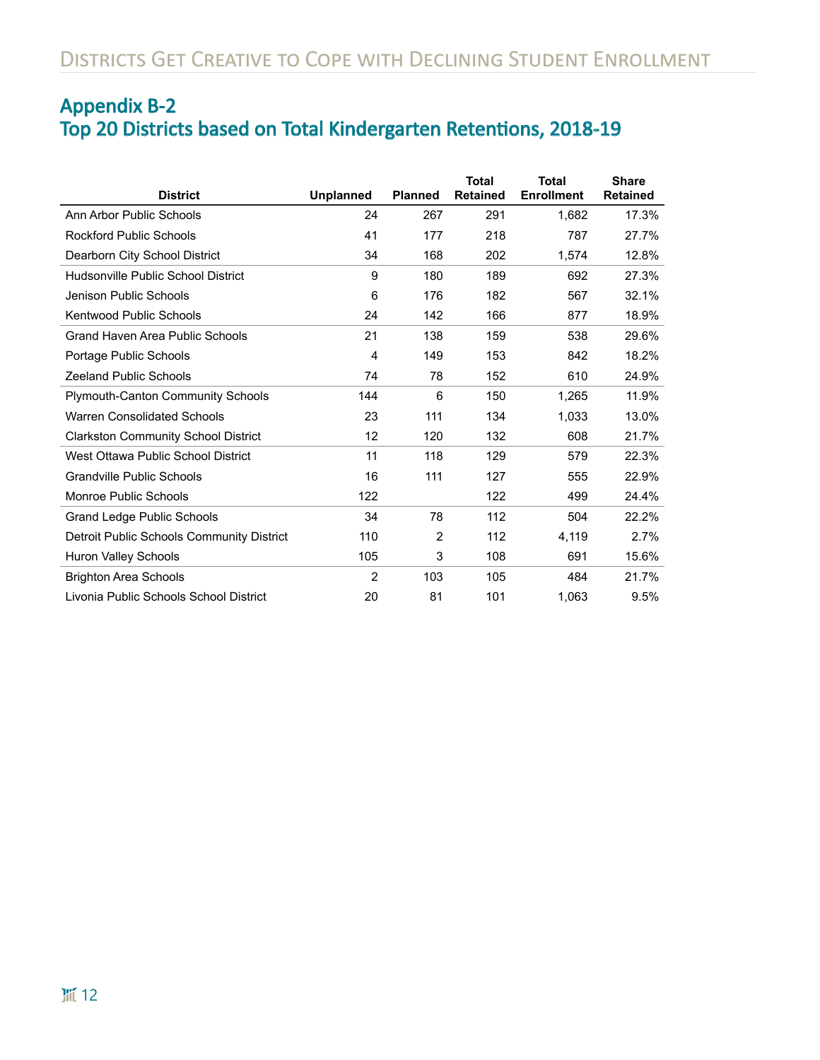## Appendix B-2
## Top 20 Districts based on Total Kindergarten Retentions, 2018-19

| District | Unplanned | Planned | Total Retained | Total Enrollment | Share Retained |
|---|---|---|---|---|---|
| Ann Arbor Public Schools | 24 | 267 | 291 | 1,682 | 17.3% |
| Rockford Public Schools | 41 | 177 | 218 | 787 | 27.7% |
| Dearborn City School District | 34 | 168 | 202 | 1,574 | 12.8% |
| Hudsonville Public School District | 9 | 180 | 189 | 692 | 27.3% |
| Jenison Public Schools | 6 | 176 | 182 | 567 | 32.1% |
| Kentwood Public Schools | 24 | 142 | 166 | 877 | 18.9% |
| Grand Haven Area Public Schools | 21 | 138 | 159 | 538 | 29.6% |
| Portage Public Schools | 4 | 149 | 153 | 842 | 18.2% |
| Zeeland Public Schools | 74 | 78 | 152 | 610 | 24.9% |
| Plymouth-Canton Community Schools | 144 | 6 | 150 | 1,265 | 11.9% |
| Warren Consolidated Schools | 23 | 111 | 134 | 1,033 | 13.0% |
| Clarkston Community School District | 12 | 120 | 132 | 608 | 21.7% |
| West Ottawa Public School District | 11 | 118 | 129 | 579 | 22.3% |
| Grandville Public Schools | 16 | 111 | 127 | 555 | 22.9% |
| Monroe Public Schools | 122 | | 122 | 499 | 24.4% |
| Grand Ledge Public Schools | 34 | 78 | 112 | 504 | 22.2% |
| Detroit Public Schools Community District | 110 | 2 | 112 | 4,119 | 2.7% |
| Huron Valley Schools | 105 | 3 | 108 | 691 | 15.6% |
| Brighton Area Schools | 2 | 103 | 105 | 484 | 21.7% |
| Livonia Public Schools School District | 20 | 81 | 101 | 1,063 | 9.5% |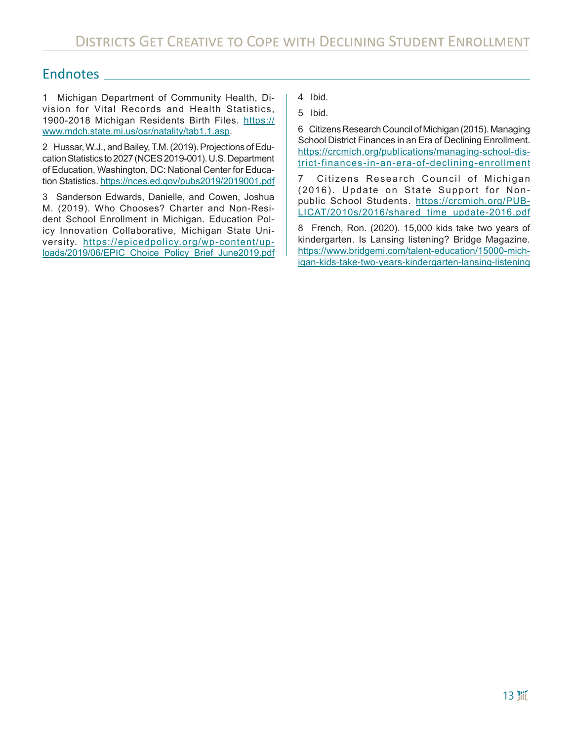## Endnotes

1 Michigan Department of Community Health, Division for Vital Records and Health Statistics, 1900-2018 Michigan Residents Birth Files. https://www.mdch.state.mi.us/osr/natality/tab1.1.asp.

2 Hussar, W.J., and Bailey, T.M. (2019). Projections of Education Statistics to 2027 (NCES 2019-001). U.S. Department of Education, Washington, DC: National Center for Education Statistics. https://nces.ed.gov/pubs2019/2019001.pdf

3 Sanderson Edwards, Danielle, and Cowen, Joshua M. (2019). Who Chooses? Charter and Non-Resident School Enrollment in Michigan. Education Policy Innovation Collaborative, Michigan State University. https://epicedpolicy.org/wp-content/uploads/2019/06/EPIC_Choice_Policy_Brief_June2019.pdf

4 Ibid.

5 Ibid.

6 Citizens Research Council of Michigan (2015). Managing School District Finances in an Era of Declining Enrollment. https://crcmich.org/publications/managing-school-district-finances-in-an-era-of-declining-enrollment

7 Citizens Research Council of Michigan (2016). Update on State Support for Nonpublic School Students. https://crcmich.org/PUBLICAT/2010s/2016/shared_time_update-2016.pdf

8 French, Ron. (2020). 15,000 kids take two years of kindergarten. Is Lansing listening? Bridge Magazine. https://www.bridgemi.com/talent-education/15000-michigan-kids-take-two-years-kindergarten-lansing-listening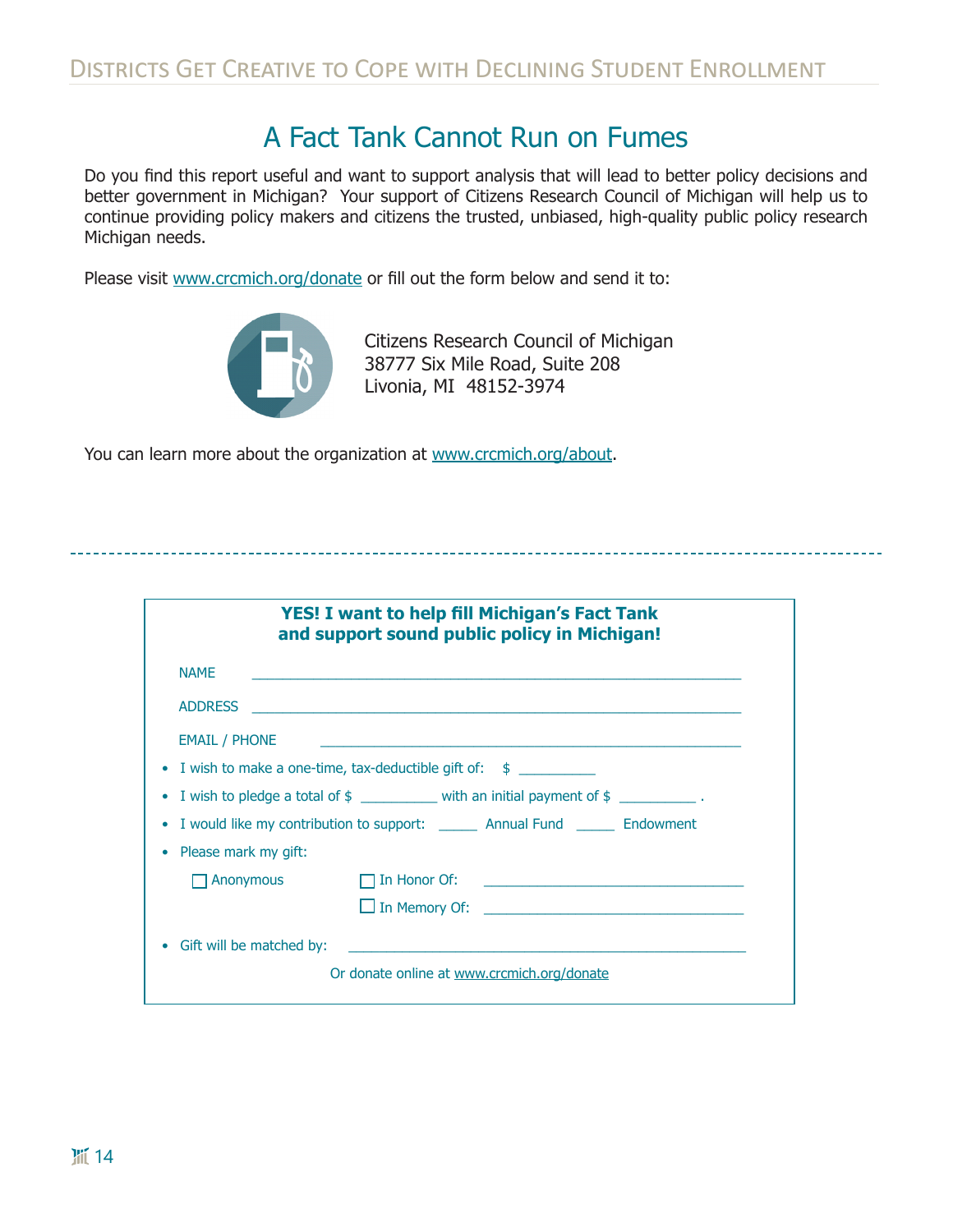# A Fact Tank Cannot Run on Fumes

Do you find this report useful and want to support analysis that will lead to better policy decisions and better government in Michigan? Your support of Citizens Research Council of Michigan will help us to continue providing policy makers and citizens the trusted, unbiased, high-quality public policy research Michigan needs.

Please visit www.crcmich.org/donate or fill out the form below and send it to:

Citizens Research Council of Michigan
38777 Six Mile Road, Suite 208
Livonia, MI 48152-3974

You can learn more about the organization at www.crcmich.org/about.

---

**YES! I want to help fill Michigan's Fact Tank and support sound public policy in Michigan!**

NAME ____________________________________________

ADDRESS ____________________________________________

EMAIL / PHONE ____________________________________________

- I wish to make a one-time, tax-deductible gift of: $ __________
- I wish to pledge a total of $ __________ with an initial payment of $ __________ .
- I would like my contribution to support: _____ Annual Fund _____ Endowment
- Please mark my gift:

  ☐ Anonymous ☐ In Honor Of: ______________________________

  ☐ In Memory Of: ______________________________

- Gift will be matched by: ______________________________

Or donate online at www.crcmich.org/donate